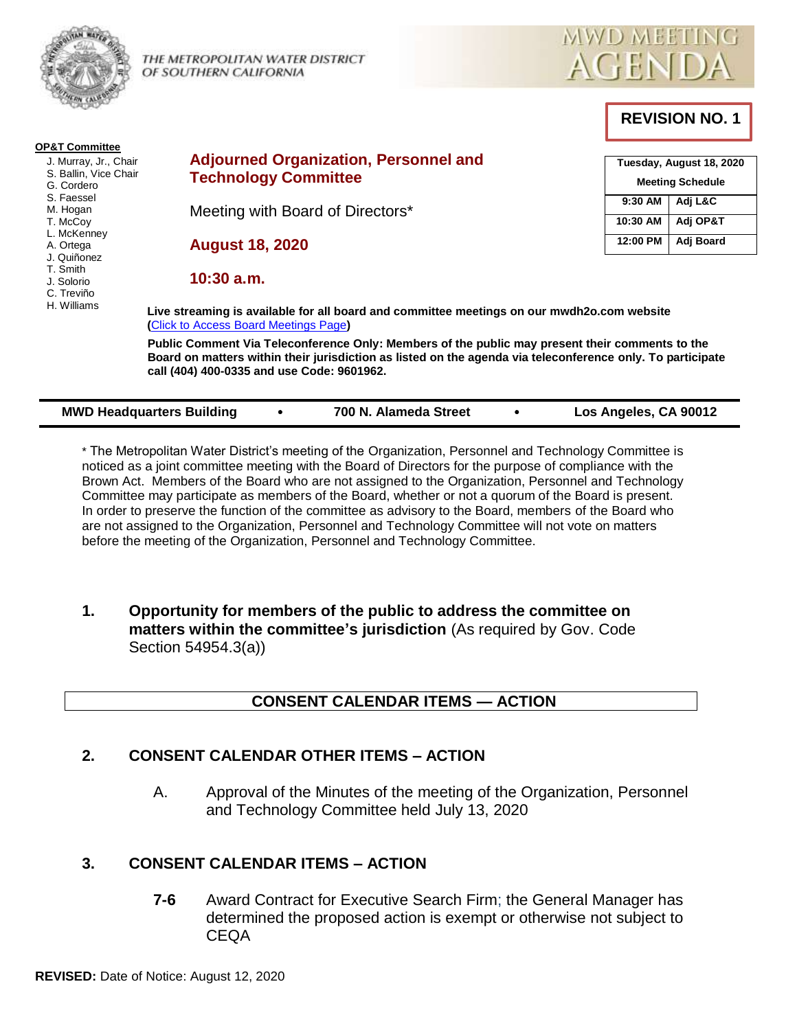THE METROPOLITAN WATER DISTRICT OF SOUTHERN CALIFORNIA

# MWD MEETING AGENDA

**REVISION NO. 1**

**OP&T Committee**

J. Murray, Jr., Chair
S. Ballin, Vice Chair
G. Cordero
S. Faessel
M. Hogan
T. McCoy
L. McKenney
A. Ortega
J. Quiñonez
T. Smith
J. Solorio
C. Treviño
H. Williams

## Adjourned Organization, Personnel and Technology Committee

Meeting with Board of Directors*

**August 18, 2020**

**10:30 a.m.**

| Tuesday, August 18, 2020 | |
|---|---|
| **Meeting Schedule** | |
| 9:30 AM | Adj L&C |
| 10:30 AM | Adj OP&T |
| 12:00 PM | Adj Board |

**Live streaming is available for all board and committee meetings on our mwdh2o.com website (Click to Access Board Meetings Page)**

**Public Comment Via Teleconference Only: Members of the public may present their comments to the Board on matters within their jurisdiction as listed on the agenda via teleconference only. To participate call (404) 400-0335 and use Code: 9601962.**

**MWD Headquarters Building • 700 N. Alameda Street • Los Angeles, CA 90012**

* The Metropolitan Water District's meeting of the Organization, Personnel and Technology Committee is noticed as a joint committee meeting with the Board of Directors for the purpose of compliance with the Brown Act. Members of the Board who are not assigned to the Organization, Personnel and Technology Committee may participate as members of the Board, whether or not a quorum of the Board is present. In order to preserve the function of the committee as advisory to the Board, members of the Board who are not assigned to the Organization, Personnel and Technology Committee will not vote on matters before the meeting of the Organization, Personnel and Technology Committee.

**1. Opportunity for members of the public to address the committee on matters within the committee's jurisdiction** (As required by Gov. Code Section 54954.3(a))

**CONSENT CALENDAR ITEMS — ACTION**

**2. CONSENT CALENDAR OTHER ITEMS – ACTION**

A. Approval of the Minutes of the meeting of the Organization, Personnel and Technology Committee held July 13, 2020

**3. CONSENT CALENDAR ITEMS – ACTION**

**7-6** Award Contract for Executive Search Firm; the General Manager has determined the proposed action is exempt or otherwise not subject to CEQA

**REVISED:** Date of Notice: August 12, 2020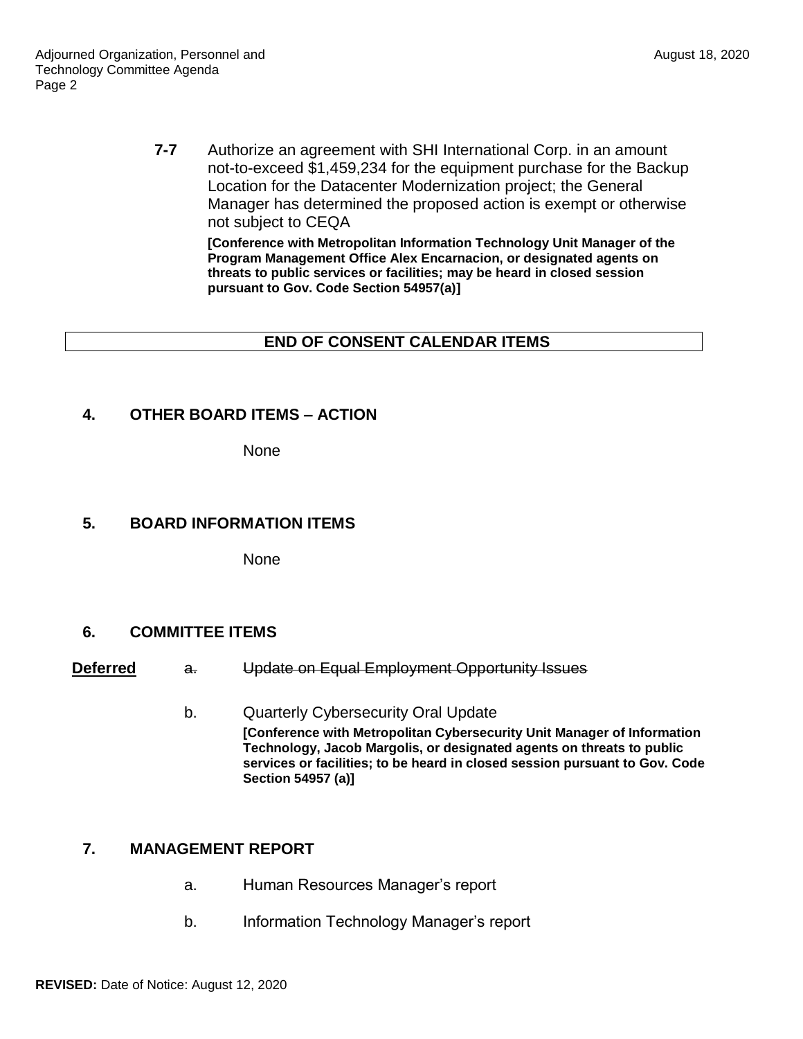**7-7** Authorize an agreement with SHI International Corp. in an amount not-to-exceed $1,459,234 for the equipment purchase for the Backup Location for the Datacenter Modernization project; the General Manager has determined the proposed action is exempt or otherwise not subject to CEQA

**[Conference with Metropolitan Information Technology Unit Manager of the Program Management Office Alex Encarnacion, or designated agents on threats to public services or facilities; may be heard in closed session pursuant to Gov. Code Section 54957(a)]**

**END OF CONSENT CALENDAR ITEMS**

## 4. OTHER BOARD ITEMS – ACTION

None

## 5. BOARD INFORMATION ITEMS

None

## 6. COMMITTEE ITEMS

**Deferred** ~~a. Update on Equal Employment Opportunity Issues~~

b. Quarterly Cybersecurity Oral Update

**[Conference with Metropolitan Cybersecurity Unit Manager of Information Technology, Jacob Margolis, or designated agents on threats to public services or facilities; to be heard in closed session pursuant to Gov. Code Section 54957 (a)]**

## 7. MANAGEMENT REPORT

a. Human Resources Manager's report

b. Information Technology Manager's report

**REVISED:** Date of Notice: August 12, 2020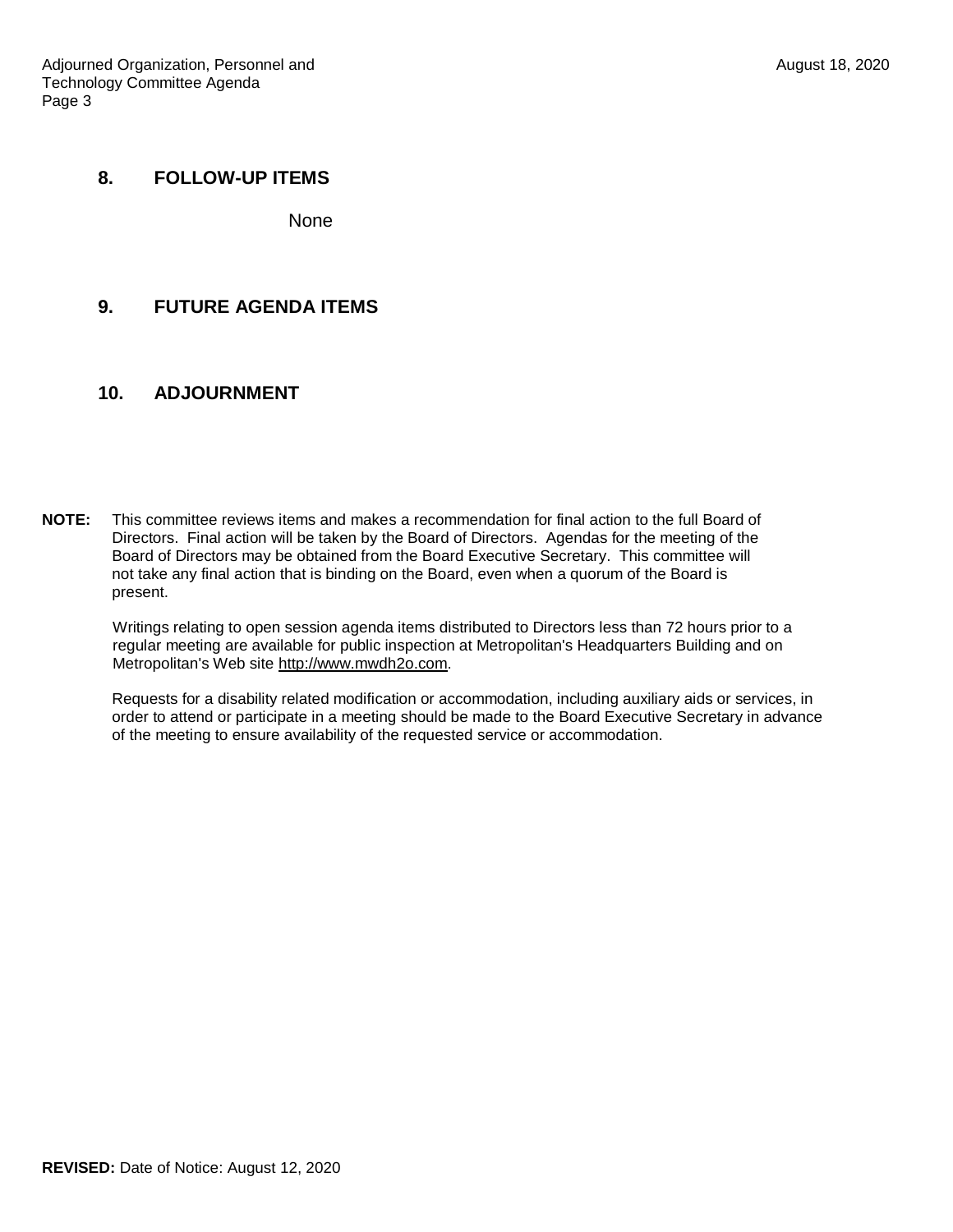## 8. FOLLOW-UP ITEMS

None

## 9. FUTURE AGENDA ITEMS

## 10. ADJOURNMENT

**NOTE:** This committee reviews items and makes a recommendation for final action to the full Board of Directors. Final action will be taken by the Board of Directors. Agendas for the meeting of the Board of Directors may be obtained from the Board Executive Secretary. This committee will not take any final action that is binding on the Board, even when a quorum of the Board is present.

Writings relating to open session agenda items distributed to Directors less than 72 hours prior to a regular meeting are available for public inspection at Metropolitan's Headquarters Building and on Metropolitan's Web site http://www.mwdh2o.com.

Requests for a disability related modification or accommodation, including auxiliary aids or services, in order to attend or participate in a meeting should be made to the Board Executive Secretary in advance of the meeting to ensure availability of the requested service or accommodation.

**REVISED:** Date of Notice: August 12, 2020